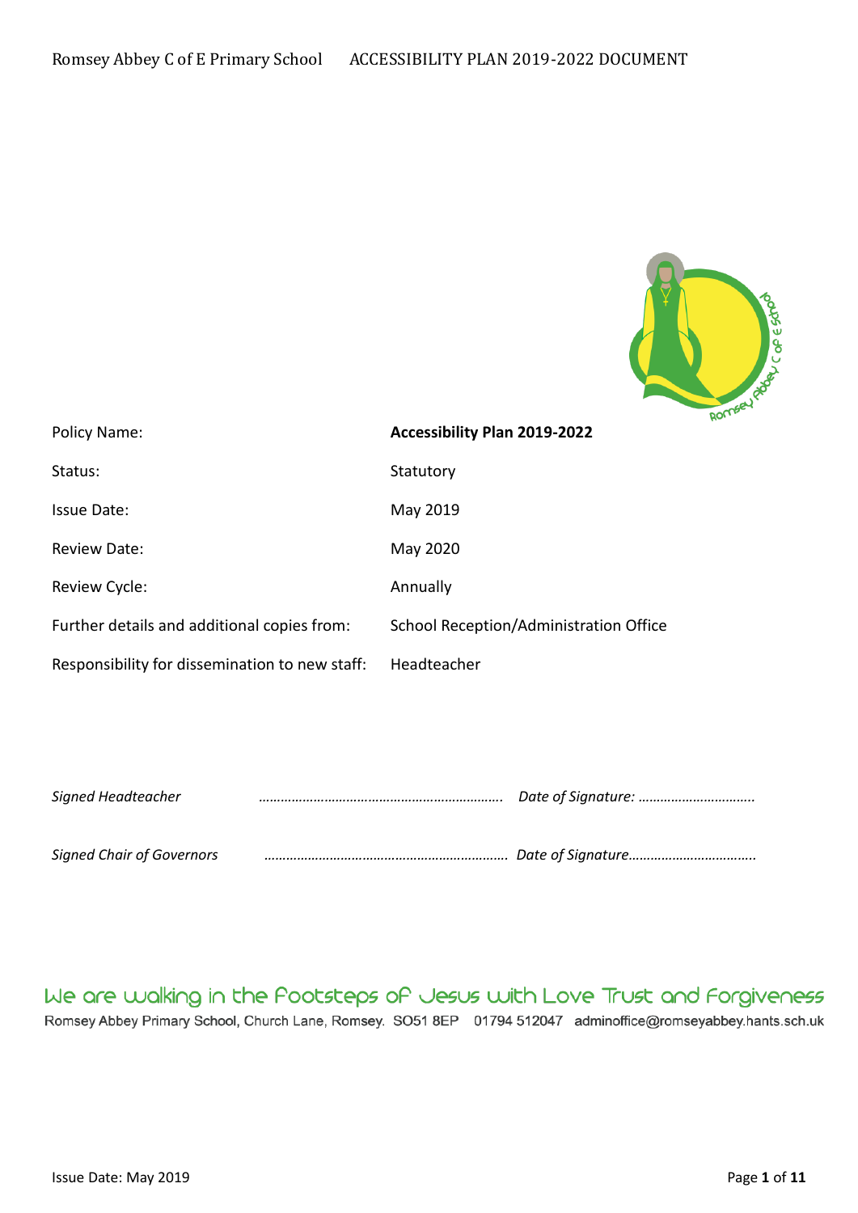Romsey Abbey C of E Primary School ACCESSIBILITY PLAN 2019-2022 DOCUMENT

| | |
|---|---|
| Policy Name: | **Accessibility Plan 2019-2022** |
| Status: | Statutory |
| Issue Date: | May 2019 |
| Review Date: | May 2020 |
| Review Cycle: | Annually |
| Further details and additional copies from: | School Reception/Administration Office |
| Responsibility for dissemination to new staff: | Headteacher |

*Signed Headteacher* ………………………………………………………. *Date of Signature: …………………………..*

*Signed Chair of Governors* ………………………………………………………. *Date of Signature……………………………..*

We are walking in the footsteps of Jesus with Love Trust and Forgiveness

Romsey Abbey Primary School, Church Lane, Romsey. SO51 8EP 01794 512047 adminoffice@romseyabbey.hants.sch.uk

Issue Date: May 2019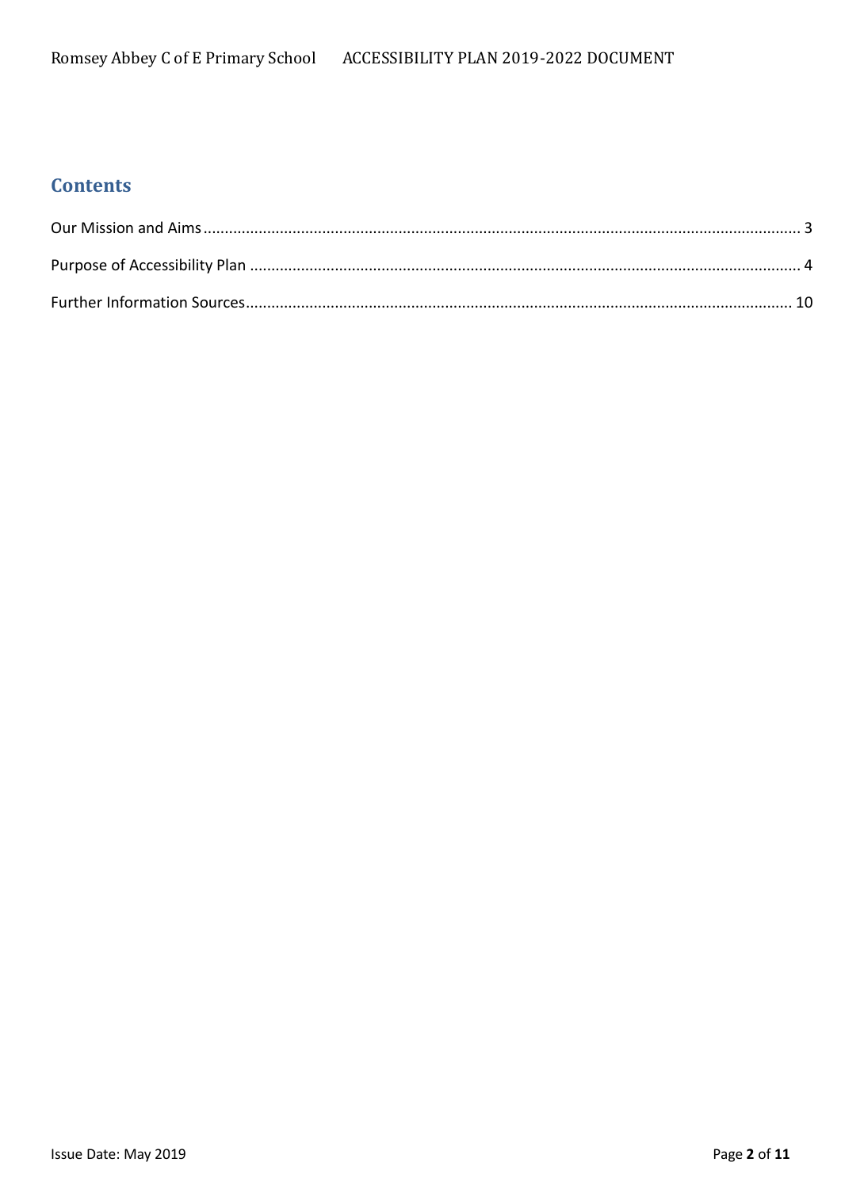## Contents

Our Mission and Aims ........................................................................................................................................ 3

Purpose of Accessibility Plan ............................................................................................................................ 4

Further Information Sources........................................................................................................................... 10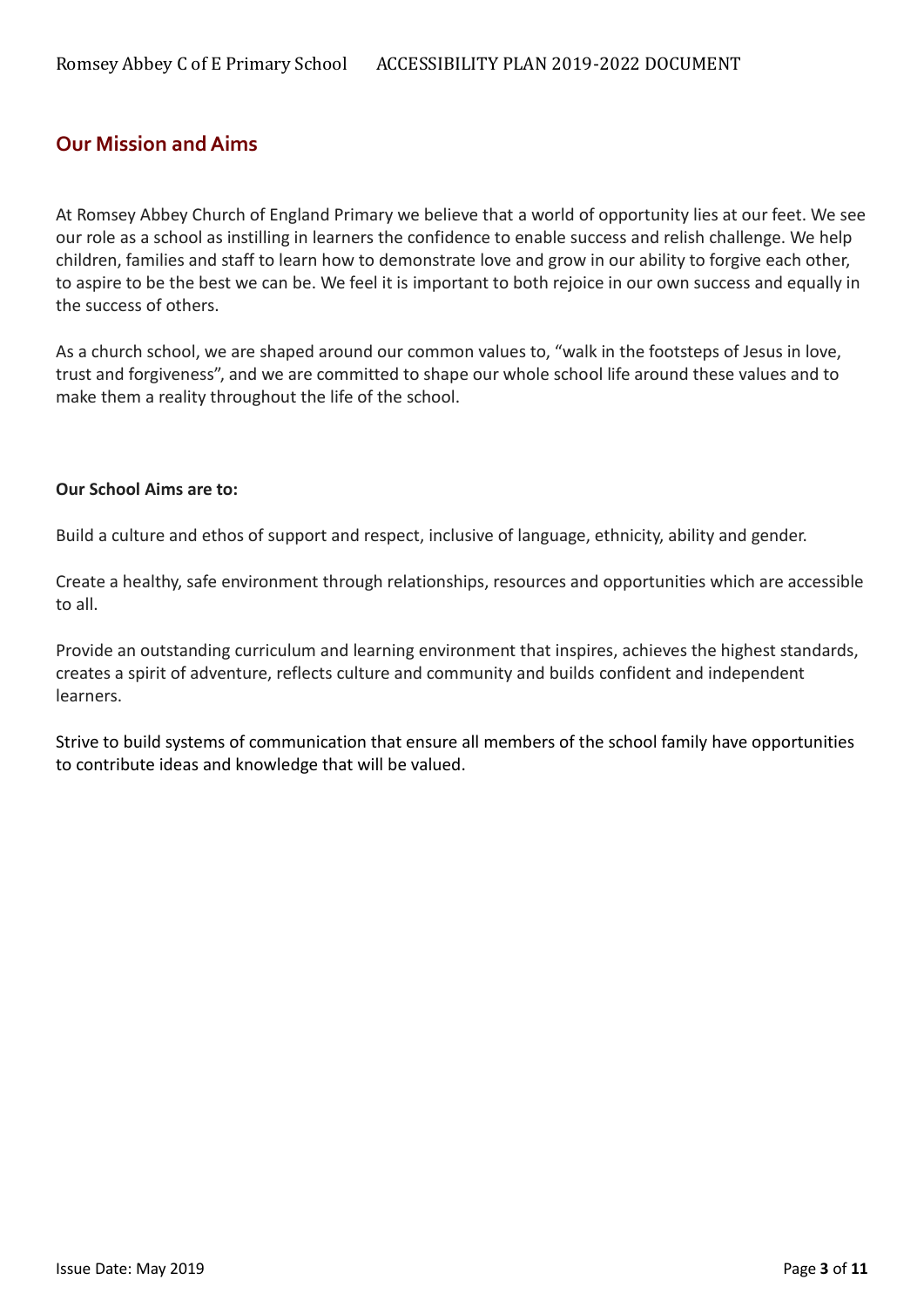## Our Mission and Aims

At Romsey Abbey Church of England Primary we believe that a world of opportunity lies at our feet. We see our role as a school as instilling in learners the confidence to enable success and relish challenge. We help children, families and staff to learn how to demonstrate love and grow in our ability to forgive each other, to aspire to be the best we can be. We feel it is important to both rejoice in our own success and equally in the success of others.

As a church school, we are shaped around our common values to, "walk in the footsteps of Jesus in love, trust and forgiveness", and we are committed to shape our whole school life around these values and to make them a reality throughout the life of the school.

**Our School Aims are to:**

Build a culture and ethos of support and respect, inclusive of language, ethnicity, ability and gender.

Create a healthy, safe environment through relationships, resources and opportunities which are accessible to all.

Provide an outstanding curriculum and learning environment that inspires, achieves the highest standards, creates a spirit of adventure, reflects culture and community and builds confident and independent learners.

Strive to build systems of communication that ensure all members of the school family have opportunities to contribute ideas and knowledge that will be valued.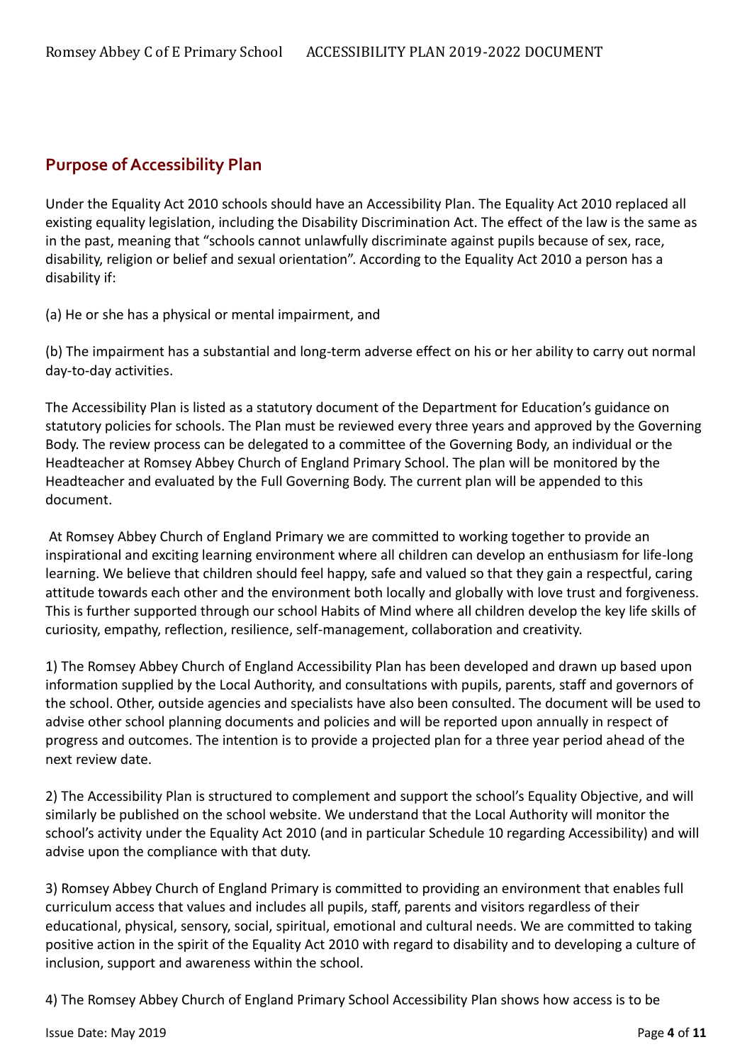## Purpose of Accessibility Plan

Under the Equality Act 2010 schools should have an Accessibility Plan. The Equality Act 2010 replaced all existing equality legislation, including the Disability Discrimination Act. The effect of the law is the same as in the past, meaning that "schools cannot unlawfully discriminate against pupils because of sex, race, disability, religion or belief and sexual orientation". According to the Equality Act 2010 a person has a disability if:

(a) He or she has a physical or mental impairment, and

(b) The impairment has a substantial and long-term adverse effect on his or her ability to carry out normal day-to-day activities.

The Accessibility Plan is listed as a statutory document of the Department for Education's guidance on statutory policies for schools. The Plan must be reviewed every three years and approved by the Governing Body. The review process can be delegated to a committee of the Governing Body, an individual or the Headteacher at Romsey Abbey Church of England Primary School. The plan will be monitored by the Headteacher and evaluated by the Full Governing Body. The current plan will be appended to this document.

At Romsey Abbey Church of England Primary we are committed to working together to provide an inspirational and exciting learning environment where all children can develop an enthusiasm for life-long learning. We believe that children should feel happy, safe and valued so that they gain a respectful, caring attitude towards each other and the environment both locally and globally with love trust and forgiveness. This is further supported through our school Habits of Mind where all children develop the key life skills of curiosity, empathy, reflection, resilience, self-management, collaboration and creativity.

1) The Romsey Abbey Church of England Accessibility Plan has been developed and drawn up based upon information supplied by the Local Authority, and consultations with pupils, parents, staff and governors of the school. Other, outside agencies and specialists have also been consulted. The document will be used to advise other school planning documents and policies and will be reported upon annually in respect of progress and outcomes. The intention is to provide a projected plan for a three year period ahead of the next review date.

2) The Accessibility Plan is structured to complement and support the school's Equality Objective, and will similarly be published on the school website. We understand that the Local Authority will monitor the school's activity under the Equality Act 2010 (and in particular Schedule 10 regarding Accessibility) and will advise upon the compliance with that duty.

3) Romsey Abbey Church of England Primary is committed to providing an environment that enables full curriculum access that values and includes all pupils, staff, parents and visitors regardless of their educational, physical, sensory, social, spiritual, emotional and cultural needs. We are committed to taking positive action in the spirit of the Equality Act 2010 with regard to disability and to developing a culture of inclusion, support and awareness within the school.

4) The Romsey Abbey Church of England Primary School Accessibility Plan shows how access is to be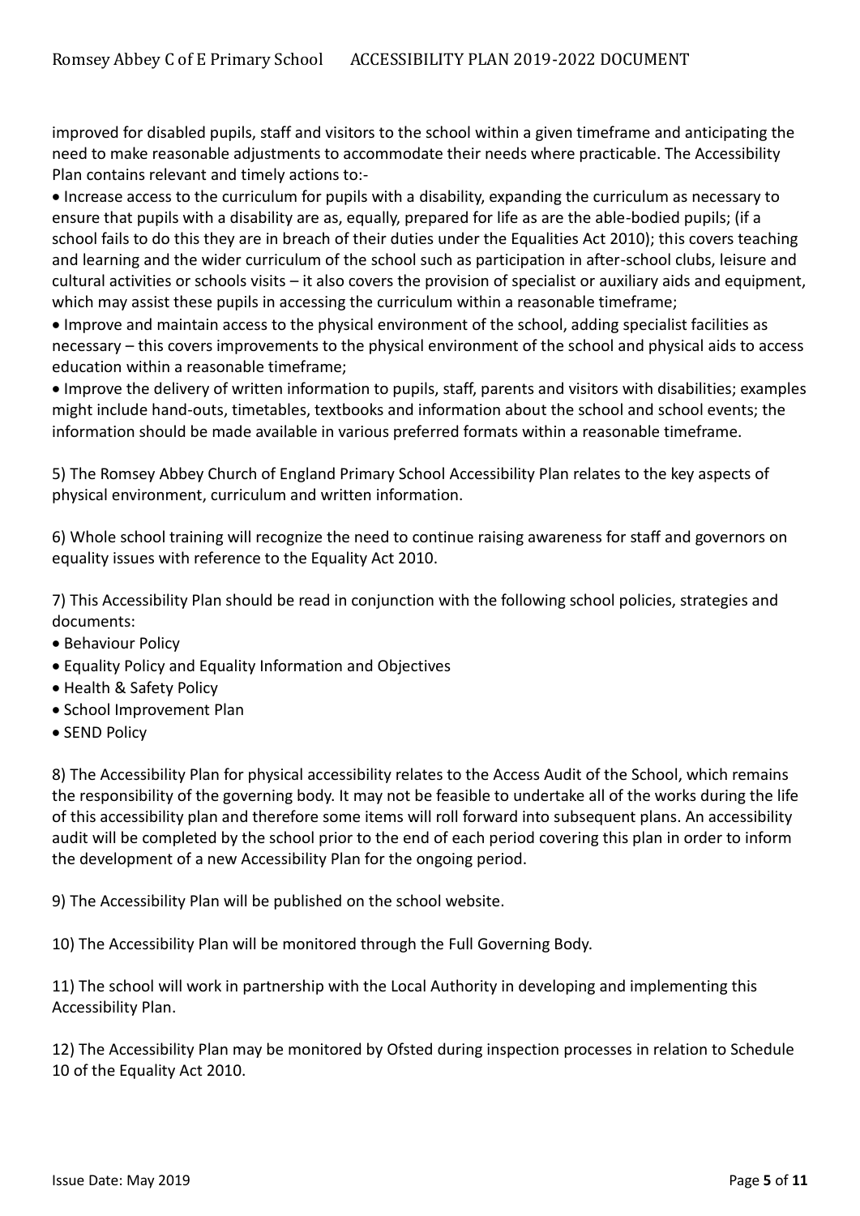improved for disabled pupils, staff and visitors to the school within a given timeframe and anticipating the need to make reasonable adjustments to accommodate their needs where practicable. The Accessibility Plan contains relevant and timely actions to:-

- Increase access to the curriculum for pupils with a disability, expanding the curriculum as necessary to ensure that pupils with a disability are as, equally, prepared for life as are the able-bodied pupils; (if a school fails to do this they are in breach of their duties under the Equalities Act 2010); this covers teaching and learning and the wider curriculum of the school such as participation in after-school clubs, leisure and cultural activities or schools visits – it also covers the provision of specialist or auxiliary aids and equipment, which may assist these pupils in accessing the curriculum within a reasonable timeframe;
- Improve and maintain access to the physical environment of the school, adding specialist facilities as necessary – this covers improvements to the physical environment of the school and physical aids to access education within a reasonable timeframe;
- Improve the delivery of written information to pupils, staff, parents and visitors with disabilities; examples might include hand-outs, timetables, textbooks and information about the school and school events; the information should be made available in various preferred formats within a reasonable timeframe.

5) The Romsey Abbey Church of England Primary School Accessibility Plan relates to the key aspects of physical environment, curriculum and written information.

6) Whole school training will recognize the need to continue raising awareness for staff and governors on equality issues with reference to the Equality Act 2010.

7) This Accessibility Plan should be read in conjunction with the following school policies, strategies and documents:

- Behaviour Policy
- Equality Policy and Equality Information and Objectives
- Health & Safety Policy
- School Improvement Plan
- SEND Policy

8) The Accessibility Plan for physical accessibility relates to the Access Audit of the School, which remains the responsibility of the governing body. It may not be feasible to undertake all of the works during the life of this accessibility plan and therefore some items will roll forward into subsequent plans. An accessibility audit will be completed by the school prior to the end of each period covering this plan in order to inform the development of a new Accessibility Plan for the ongoing period.

9) The Accessibility Plan will be published on the school website.

10) The Accessibility Plan will be monitored through the Full Governing Body.

11) The school will work in partnership with the Local Authority in developing and implementing this Accessibility Plan.

12) The Accessibility Plan may be monitored by Ofsted during inspection processes in relation to Schedule 10 of the Equality Act 2010.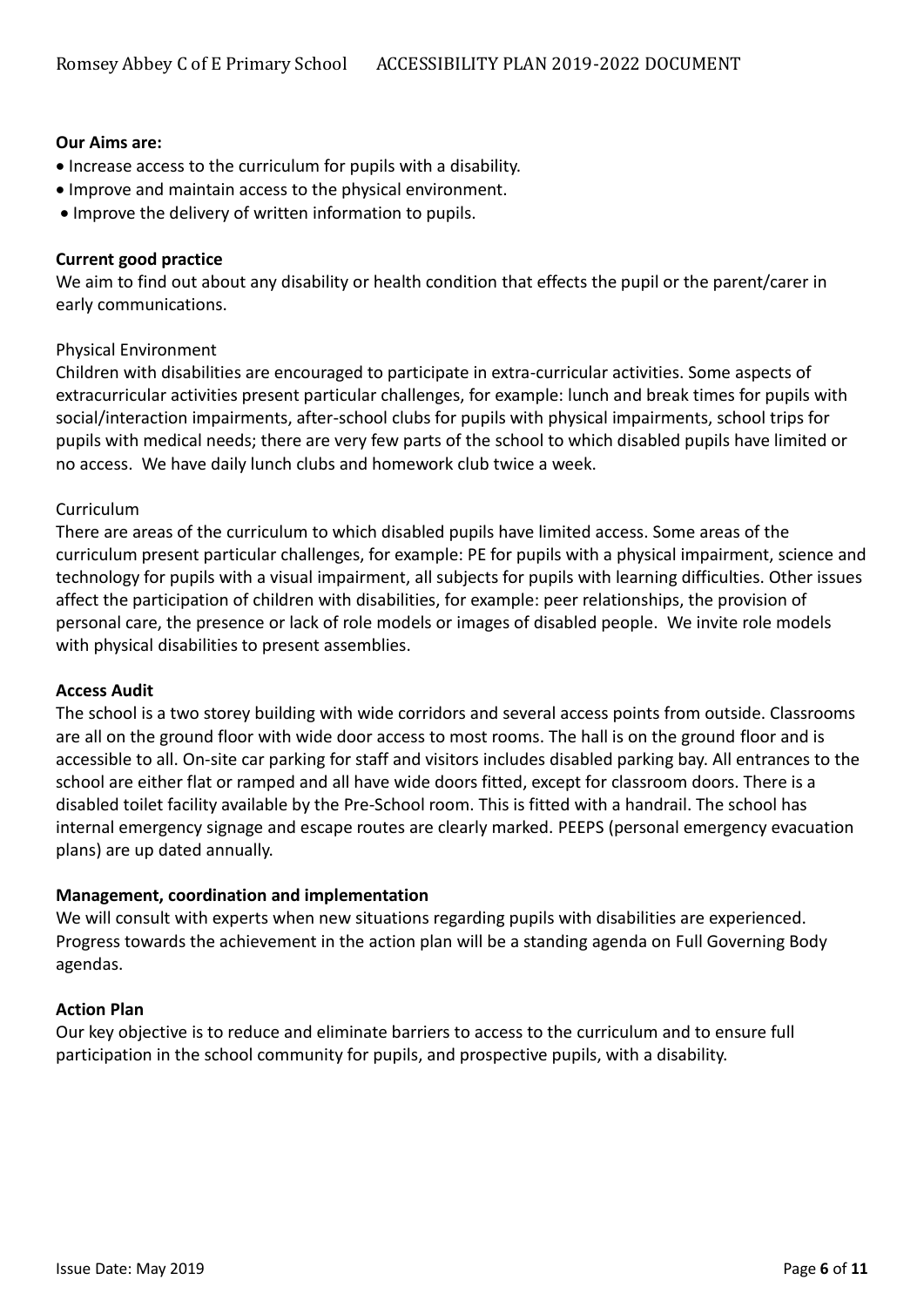**Our Aims are:**

- Increase access to the curriculum for pupils with a disability.
- Improve and maintain access to the physical environment.
- Improve the delivery of written information to pupils.

**Current good practice**

We aim to find out about any disability or health condition that effects the pupil or the parent/carer in early communications.

Physical Environment

Children with disabilities are encouraged to participate in extra-curricular activities. Some aspects of extracurricular activities present particular challenges, for example: lunch and break times for pupils with social/interaction impairments, after-school clubs for pupils with physical impairments, school trips for pupils with medical needs; there are very few parts of the school to which disabled pupils have limited or no access. We have daily lunch clubs and homework club twice a week.

Curriculum

There are areas of the curriculum to which disabled pupils have limited access. Some areas of the curriculum present particular challenges, for example: PE for pupils with a physical impairment, science and technology for pupils with a visual impairment, all subjects for pupils with learning difficulties. Other issues affect the participation of children with disabilities, for example: peer relationships, the provision of personal care, the presence or lack of role models or images of disabled people. We invite role models with physical disabilities to present assemblies.

**Access Audit**

The school is a two storey building with wide corridors and several access points from outside. Classrooms are all on the ground floor with wide door access to most rooms. The hall is on the ground floor and is accessible to all. On-site car parking for staff and visitors includes disabled parking bay. All entrances to the school are either flat or ramped and all have wide doors fitted, except for classroom doors. There is a disabled toilet facility available by the Pre-School room. This is fitted with a handrail. The school has internal emergency signage and escape routes are clearly marked. PEEPS (personal emergency evacuation plans) are up dated annually.

**Management, coordination and implementation**

We will consult with experts when new situations regarding pupils with disabilities are experienced. Progress towards the achievement in the action plan will be a standing agenda on Full Governing Body agendas.

**Action Plan**

Our key objective is to reduce and eliminate barriers to access to the curriculum and to ensure full participation in the school community for pupils, and prospective pupils, with a disability.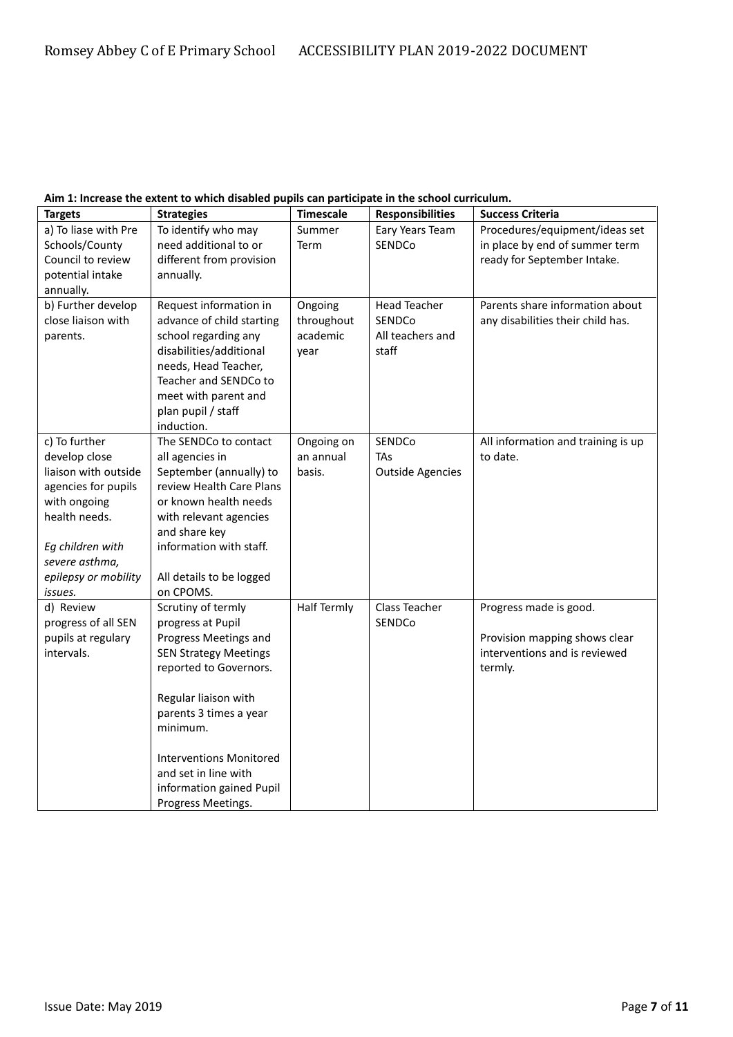**Aim 1: Increase the extent to which disabled pupils can participate in the school curriculum.**

| Targets | Strategies | Timescale | Responsibilities | Success Criteria |
|---|---|---|---|---|
| a) To liase with Pre Schools/County Council to review potential intake annually. | To identify who may need additional to or different from provision annually. | Summer Term | Eary Years Team SENDCo | Procedures/equipment/ideas set in place by end of summer term ready for September Intake. |
| b) Further develop close liaison with parents. | Request information in advance of child starting school regarding any disabilities/additional needs, Head Teacher, Teacher and SENDCo to meet with parent and plan pupil / staff induction. | Ongoing throughout academic year | Head Teacher SENDCo All teachers and staff | Parents share information about any disabilities their child has. |
| c) To further develop close liaison with outside agencies for pupils with ongoing health needs. *Eg children with severe asthma, epilepsy or mobility issues.* | The SENDCo to contact all agencies in September (annually) to review Health Care Plans or known health needs with relevant agencies and share key information with staff. All details to be logged on CPOMS. | Ongoing on an annual basis. | SENDCo TAs Outside Agencies | All information and training is up to date. |
| d) Review progress of all SEN pupils at regulary intervals. | Scrutiny of termly progress at Pupil Progress Meetings and SEN Strategy Meetings reported to Governors. Regular liaison with parents 3 times a year minimum. Interventions Monitored and set in line with information gained Pupil Progress Meetings. | Half Termly | Class Teacher SENDCo | Progress made is good. Provision mapping shows clear interventions and is reviewed termly. |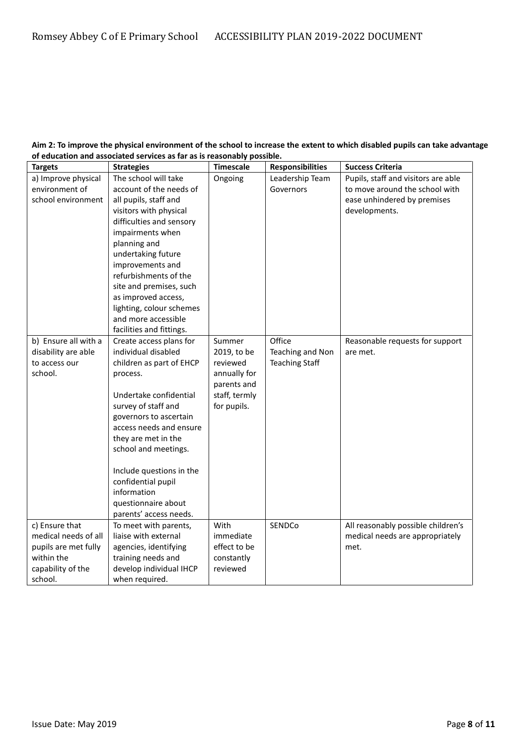**Aim 2: To improve the physical environment of the school to increase the extent to which disabled pupils can take advantage of education and associated services as far as is reasonably possible.**

| Targets | Strategies | Timescale | Responsibilities | Success Criteria |
|---|---|---|---|---|
| a) Improve physical environment of school environment | The school will take account of the needs of all pupils, staff and visitors with physical difficulties and sensory impairments when planning and undertaking future improvements and refurbishments of the site and premises, such as improved access, lighting, colour schemes and more accessible facilities and fittings. | Ongoing | Leadership Team Governors | Pupils, staff and visitors are able to move around the school with ease unhindered by premises developments. |
| b) Ensure all with a disability are able to access our school. | Create access plans for individual disabled children as part of EHCP process.<br><br>Undertake confidential survey of staff and governors to ascertain access needs and ensure they are met in the school and meetings.<br><br>Include questions in the confidential pupil information questionnaire about parents' access needs. | Summer 2019, to be reviewed annually for parents and staff, termly for pupils. | Office Teaching and Non Teaching Staff | Reasonable requests for support are met. |
| c) Ensure that medical needs of all pupils are met fully within the capability of the school. | To meet with parents, liaise with external agencies, identifying training needs and develop individual IHCP when required. | With immediate effect to be constantly reviewed | SENDCo | All reasonably possible children's medical needs are appropriately met. |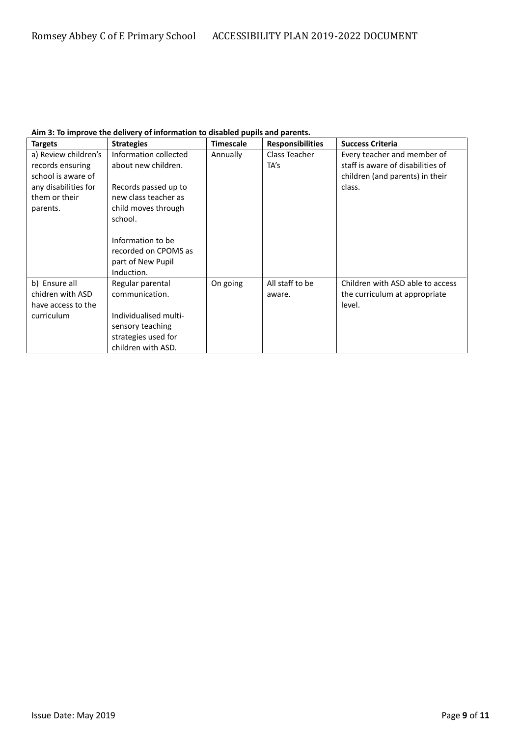**Aim 3: To improve the delivery of information to disabled pupils and parents.**

| Targets | Strategies | Timescale | Responsibilities | Success Criteria |
| --- | --- | --- | --- | --- |
| a) Review children's records ensuring school is aware of any disabilities for them or their parents. | Information collected about new children.<br><br>Records passed up to new class teacher as child moves through school.<br><br>Information to be recorded on CPOMS as part of New Pupil Induction. | Annually | Class Teacher<br>TA's | Every teacher and member of staff is aware of disabilities of children (and parents) in their class. |
| b) Ensure all chidren with ASD have access to the curriculum | Regular parental communication.<br><br>Individualised multi-sensory teaching strategies used for children with ASD. | On going | All staff to be aware. | Children with ASD able to access the curriculum at appropriate level. |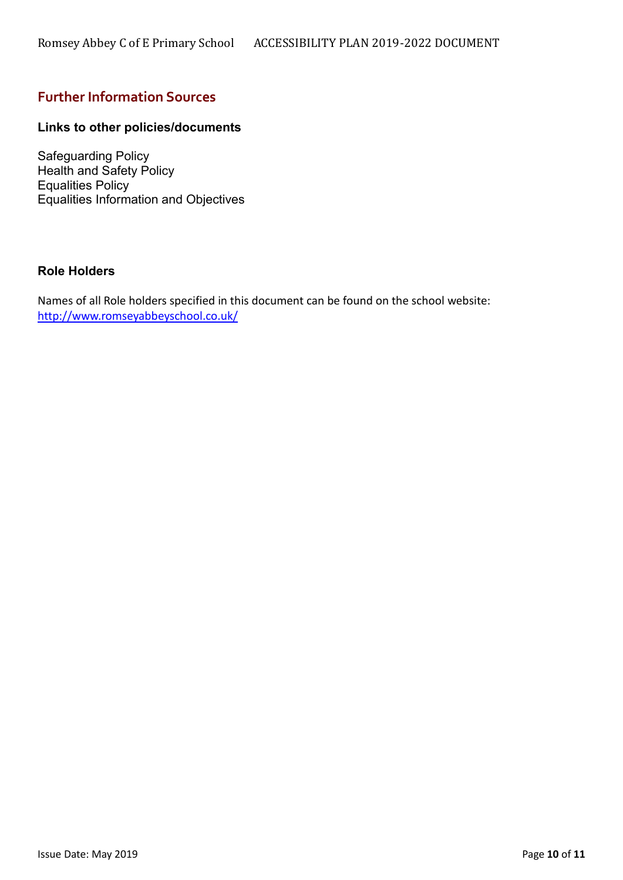## Further Information Sources

### Links to other policies/documents

Safeguarding Policy
Health and Safety Policy
Equalities Policy
Equalities Information and Objectives

### Role Holders

Names of all Role holders specified in this document can be found on the school website: http://www.romseyabbeyschool.co.uk/

Issue Date: May 2019